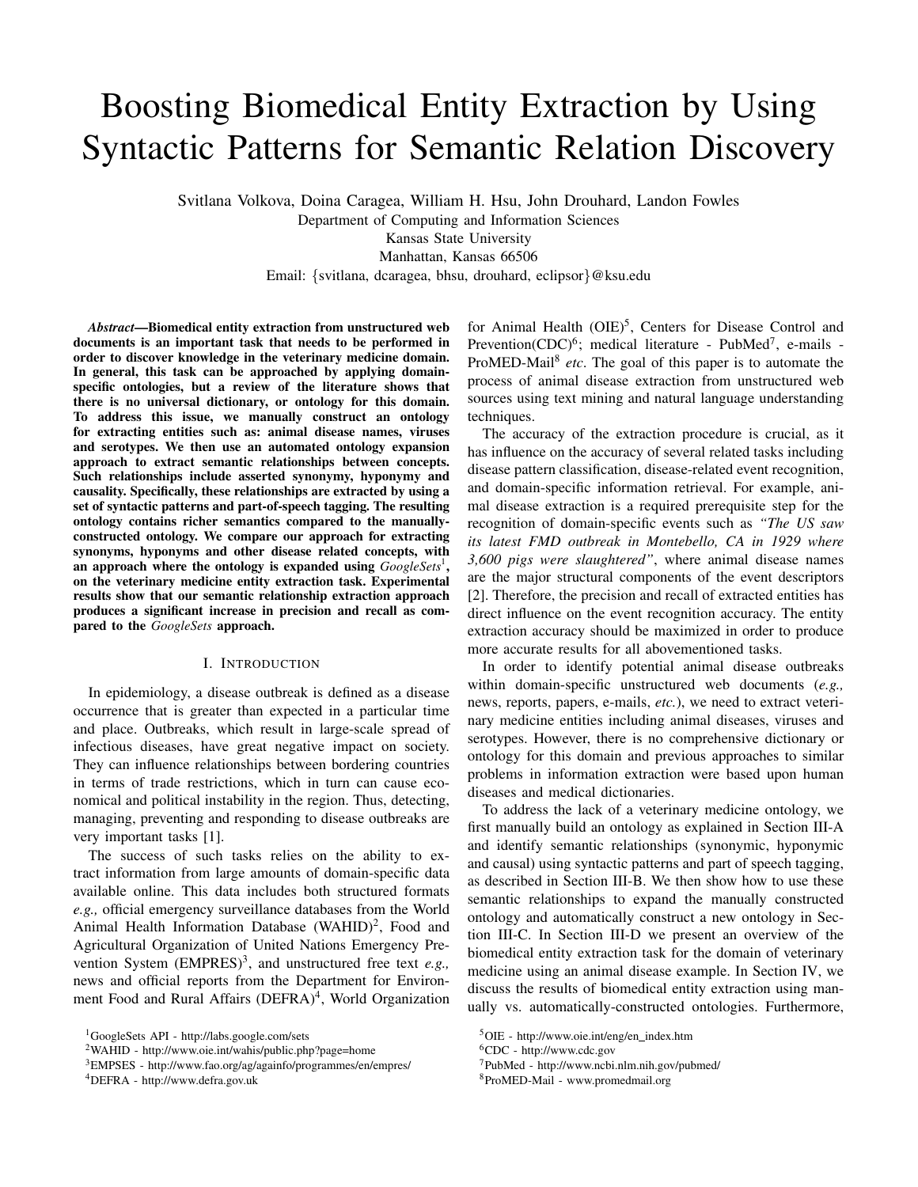# Boosting Biomedical Entity Extraction by Using Syntactic Patterns for Semantic Relation Discovery

Svitlana Volkova, Doina Caragea, William H. Hsu, John Drouhard, Landon Fowles
Department of Computing and Information Sciences
Kansas State University
Manhattan, Kansas 66506
Email: {svitlana, dcaragea, bhsu, drouhard, eclipsor}@ksu.edu

***Abstract*—Biomedical entity extraction from unstructured web documents is an important task that needs to be performed in order to discover knowledge in the veterinary medicine domain. In general, this task can be approached by applying domain-specific ontologies, but a review of the literature shows that there is no universal dictionary, or ontology for this domain. To address this issue, we manually construct an ontology for extracting entities such as: animal disease names, viruses and serotypes. We then use an automated ontology expansion approach to extract semantic relationships between concepts. Such relationships include asserted synonymy, hyponymy and causality. Specifically, these relationships are extracted by using a set of syntactic patterns and part-of-speech tagging. The resulting ontology contains richer semantics compared to the manually-constructed ontology. We compare our approach for extracting synonyms, hyponyms and other disease related concepts, with an approach where the ontology is expanded using *GoogleSets*[1], on the veterinary medicine entity extraction task. Experimental results show that our semantic relationship extraction approach produces a significant increase in precision and recall as compared to the *GoogleSets* approach.**

## I. Introduction

In epidemiology, a disease outbreak is defined as a disease occurrence that is greater than expected in a particular time and place. Outbreaks, which result in large-scale spread of infectious diseases, have great negative impact on society. They can influence relationships between bordering countries in terms of trade restrictions, which in turn can cause economical and political instability in the region. Thus, detecting, managing, preventing and responding to disease outbreaks are very important tasks [1].

The success of such tasks relies on the ability to extract information from large amounts of domain-specific data available online. This data includes both structured formats *e.g.,* official emergency surveillance databases from the World Animal Health Information Database (WAHID)[2], Food and Agricultural Organization of United Nations Emergency Prevention System (EMPRES)[3], and unstructured free text *e.g.,* news and official reports from the Department for Environment Food and Rural Affairs (DEFRA)[4], World Organization for Animal Health (OIE)[5], Centers for Disease Control and Prevention(CDC)[6]; medical literature - PubMed[7], e-mails - ProMED-Mail[8] *etc*. The goal of this paper is to automate the process of animal disease extraction from unstructured web sources using text mining and natural language understanding techniques.

The accuracy of the extraction procedure is crucial, as it has influence on the accuracy of several related tasks including disease pattern classification, disease-related event recognition, and domain-specific information retrieval. For example, animal disease extraction is a required prerequisite step for the recognition of domain-specific events such as *"The US saw its latest FMD outbreak in Montebello, CA in 1929 where 3,600 pigs were slaughtered"*, where animal disease names are the major structural components of the event descriptors [2]. Therefore, the precision and recall of extracted entities has direct influence on the event recognition accuracy. The entity extraction accuracy should be maximized in order to produce more accurate results for all abovementioned tasks.

In order to identify potential animal disease outbreaks within domain-specific unstructured web documents (*e.g.,* news, reports, papers, e-mails, *etc.*), we need to extract veterinary medicine entities including animal diseases, viruses and serotypes. However, there is no comprehensive dictionary or ontology for this domain and previous approaches to similar problems in information extraction were based upon human diseases and medical dictionaries.

To address the lack of a veterinary medicine ontology, we first manually build an ontology as explained in Section III-A and identify semantic relationships (synonymic, hyponymic and causal) using syntactic patterns and part of speech tagging, as described in Section III-B. We then show how to use these semantic relationships to expand the manually constructed ontology and automatically construct a new ontology in Section III-C. In Section III-D we present an overview of the biomedical entity extraction task for the domain of veterinary medicine using an animal disease example. In Section IV, we discuss the results of biomedical entity extraction using manually vs. automatically-constructed ontologies. Furthermore,

[1]GoogleSets API - http://labs.google.com/sets
[2]WAHID - http://www.oie.int/wahis/public.php?page=home
[3]EMPSES - http://www.fao.org/ag/againfo/programmes/en/empres/
[4]DEFRA - http://www.defra.gov.uk
[5]OIE - http://www.oie.int/eng/en_index.htm
[6]CDC - http://www.cdc.gov
[7]PubMed - http://www.ncbi.nlm.nih.gov/pubmed/
[8]ProMED-Mail - www.promedmail.org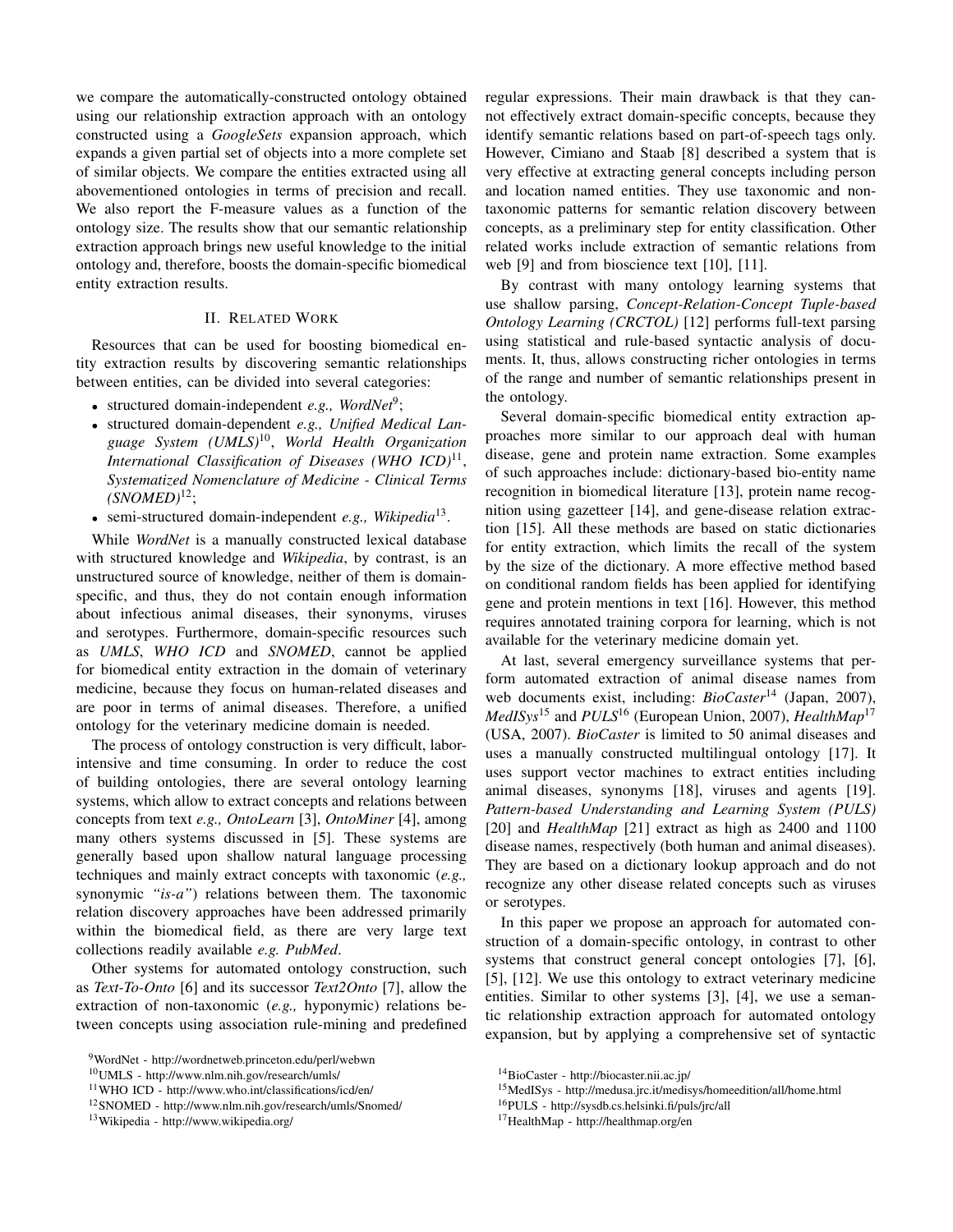we compare the automatically-constructed ontology obtained using our relationship extraction approach with an ontology constructed using a *GoogleSets* expansion approach, which expands a given partial set of objects into a more complete set of similar objects. We compare the entities extracted using all abovementioned ontologies in terms of precision and recall. We also report the F-measure values as a function of the ontology size. The results show that our semantic relationship extraction approach brings new useful knowledge to the initial ontology and, therefore, boosts the domain-specific biomedical entity extraction results.

## II. Related Work

Resources that can be used for boosting biomedical entity extraction results by discovering semantic relationships between entities, can be divided into several categories:

- structured domain-independent *e.g., WordNet*[9];
- structured domain-dependent *e.g., Unified Medical Language System (UMLS)*[10], *World Health Organization International Classification of Diseases (WHO ICD)*[11], *Systematized Nomenclature of Medicine - Clinical Terms (SNOMED)*[12];
- semi-structured domain-independent *e.g., Wikipedia*[13].

While *WordNet* is a manually constructed lexical database with structured knowledge and *Wikipedia*, by contrast, is an unstructured source of knowledge, neither of them is domain-specific, and thus, they do not contain enough information about infectious animal diseases, their synonyms, viruses and serotypes. Furthermore, domain-specific resources such as *UMLS*, *WHO ICD* and *SNOMED*, cannot be applied for biomedical entity extraction in the domain of veterinary medicine, because they focus on human-related diseases and are poor in terms of animal diseases. Therefore, a unified ontology for the veterinary medicine domain is needed.

The process of ontology construction is very difficult, labor-intensive and time consuming. In order to reduce the cost of building ontologies, there are several ontology learning systems, which allow to extract concepts and relations between concepts from text *e.g., OntoLearn* [3], *OntoMiner* [4], among many others systems discussed in [5]. These systems are generally based upon shallow natural language processing techniques and mainly extract concepts with taxonomic (*e.g.,* synonymic *"is-a"*) relations between them. The taxonomic relation discovery approaches have been addressed primarily within the biomedical field, as there are very large text collections readily available *e.g. PubMed*.

Other systems for automated ontology construction, such as *Text-To-Onto* [6] and its successor *Text2Onto* [7], allow the extraction of non-taxonomic (*e.g.,* hyponymic) relations between concepts using association rule-mining and predefined regular expressions. Their main drawback is that they cannot effectively extract domain-specific concepts, because they identify semantic relations based on part-of-speech tags only. However, Cimiano and Staab [8] described a system that is very effective at extracting general concepts including person and location named entities. They use taxonomic and non-taxonomic patterns for semantic relation discovery between concepts, as a preliminary step for entity classification. Other related works include extraction of semantic relations from web [9] and from bioscience text [10], [11].

By contrast with many ontology learning systems that use shallow parsing, *Concept-Relation-Concept Tuple-based Ontology Learning (CRCTOL)* [12] performs full-text parsing using statistical and rule-based syntactic analysis of documents. It, thus, allows constructing richer ontologies in terms of the range and number of semantic relationships present in the ontology.

Several domain-specific biomedical entity extraction approaches more similar to our approach deal with human disease, gene and protein name extraction. Some examples of such approaches include: dictionary-based bio-entity name recognition in biomedical literature [13], protein name recognition using gazetteer [14], and gene-disease relation extraction [15]. All these methods are based on static dictionaries for entity extraction, which limits the recall of the system by the size of the dictionary. A more effective method based on conditional random fields has been applied for identifying gene and protein mentions in text [16]. However, this method requires annotated training corpora for learning, which is not available for the veterinary medicine domain yet.

At last, several emergency surveillance systems that perform automated extraction of animal disease names from web documents exist, including: *BioCaster*[14] (Japan, 2007), *MedISys*[15] and *PULS*[16] (European Union, 2007), *HealthMap*[17] (USA, 2007). *BioCaster* is limited to 50 animal diseases and uses a manually constructed multilingual ontology [17]. It uses support vector machines to extract entities including animal diseases, synonyms [18], viruses and agents [19]. *Pattern-based Understanding and Learning System (PULS)* [20] and *HealthMap* [21] extract as high as 2400 and 1100 disease names, respectively (both human and animal diseases). They are based on a dictionary lookup approach and do not recognize any other disease related concepts such as viruses or serotypes.

In this paper we propose an approach for automated construction of a domain-specific ontology, in contrast to other systems that construct general concept ontologies [7], [6], [5], [12]. We use this ontology to extract veterinary medicine entities. Similar to other systems [3], [4], we use a semantic relationship extraction approach for automated ontology expansion, but by applying a comprehensive set of syntactic

[9] WordNet - http://wordnetweb.princeton.edu/perl/webwn

[10] UMLS - http://www.nlm.nih.gov/research/umls/

[11] WHO ICD - http://www.who.int/classifications/icd/en/

[12] SNOMED - http://www.nlm.nih.gov/research/umls/Snomed/

[13] Wikipedia - http://www.wikipedia.org/

[14] BioCaster - http://biocaster.nii.ac.jp/

[15] MedISys - http://medusa.jrc.it/medisys/homeedition/all/home.html

[16] PULS - http://sysdb.cs.helsinki.fi/puls/jrc/all

[17] HealthMap - http://healthmap.org/en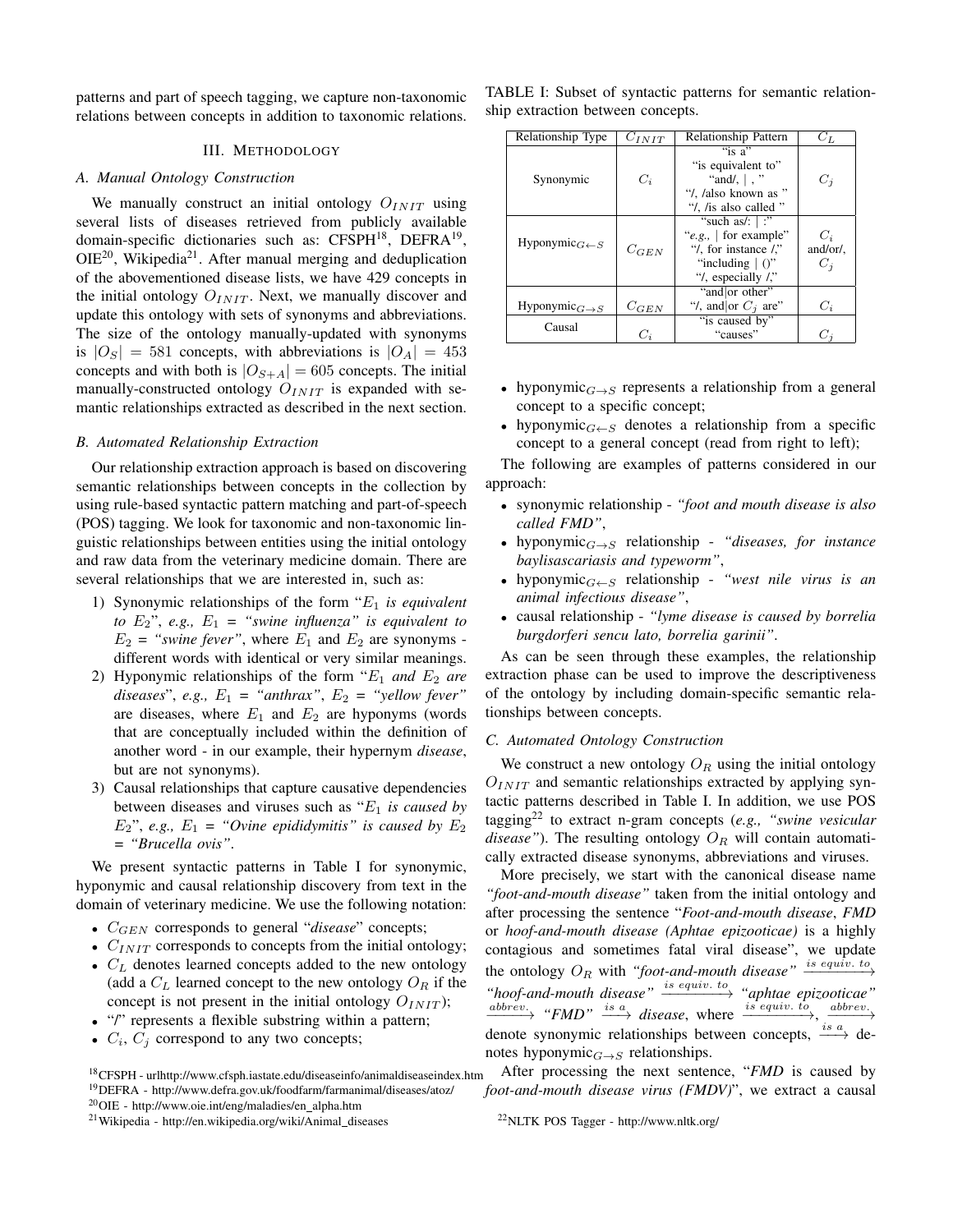patterns and part of speech tagging, we capture non-taxonomic relations between concepts in addition to taxonomic relations.

## III. Methodology

### A. Manual Ontology Construction

We manually construct an initial ontology $O_{INIT}$ using several lists of diseases retrieved from publicly available domain-specific dictionaries such as: CFSPH[18], DEFRA[19], OIE[20], Wikipedia[21]. After manual merging and deduplication of the abovementioned disease lists, we have 429 concepts in the initial ontology $O_{INIT}$. Next, we manually discover and update this ontology with sets of synonyms and abbreviations. The size of the ontology manually-updated with synonyms is $|O_S| = 581$ concepts, with abbreviations is $|O_A| = 453$ concepts and with both is $|O_{S+A}| = 605$ concepts. The initial manually-constructed ontology $O_{INIT}$ is expanded with semantic relationships extracted as described in the next section.

### B. Automated Relationship Extraction

Our relationship extraction approach is based on discovering semantic relationships between concepts in the collection by using rule-based syntactic pattern matching and part-of-speech (POS) tagging. We look for taxonomic and non-taxonomic linguistic relationships between entities using the initial ontology and raw data from the veterinary medicine domain. There are several relationships that we are interested in, such as:

1) Synonymic relationships of the form "$E_1$ *is equivalent to* $E_2$", *e.g.,* $E_1$ = *"swine influenza" is equivalent to* $E_2$ = *"swine fever"*, where $E_1$ and $E_2$ are synonyms - different words with identical or very similar meanings.
2) Hyponymic relationships of the form "$E_1$ *and* $E_2$ *are diseases*", *e.g.,* $E_1$ = *"anthrax"*, $E_2$ = *"yellow fever"* are diseases, where $E_1$ and $E_2$ are hyponyms (words that are conceptually included within the definition of another word - in our example, their hypernym *disease*, but are not synonyms).
3) Causal relationships that capture causative dependencies between diseases and viruses such as "$E_1$ *is caused by* $E_2$", *e.g.,* $E_1$ = *"Ovine epididymitis" is caused by* $E_2$ = *"Brucella ovis"*.

We present syntactic patterns in Table I for synonymic, hyponymic and causal relationship discovery from text in the domain of veterinary medicine. We use the following notation:

- $C_{GEN}$ corresponds to general "*disease*" concepts;
- $C_{INIT}$ corresponds to concepts from the initial ontology;
- $C_L$ denotes learned concepts added to the new ontology (add a $C_L$ learned concept to the new ontology $O_R$ if the concept is not present in the initial ontology $O_{INIT}$);
- "/" represents a flexible substring within a pattern;
- $C_i$, $C_j$ correspond to any two concepts;

TABLE I: Subset of syntactic patterns for semantic relationship extraction between concepts.

| Relationship Type | $C_{INIT}$ | Relationship Pattern | $C_L$ |
|---|---|---|---|
| Synonymic | $C_i$ | "is a"<br>"is equivalent to"<br>"and/, \| , "<br>"/, /also known as "<br>"/, /is also called " | $C_j$ |
| Hyponymic$_{G \leftarrow S}$ | $C_{GEN}$ | "such as/: \| :"<br>"*e.g.,* \| for example"<br>"/, for instance /,"<br>"including \| ()"<br>"/, especially /," | $C_i$<br>and/or/,<br>$C_j$ |
| Hyponymic$_{G \rightarrow S}$ | $C_{GEN}$ | "and\|or other"<br>"/, and\|or $C_j$ are" | $C_i$ |
| Causal | $C_i$ | "is caused by"<br>"causes" | $C_j$ |

- hyponymic$_{G \rightarrow S}$ represents a relationship from a general concept to a specific concept;
- hyponymic$_{G \leftarrow S}$ denotes a relationship from a specific concept to a general concept (read from right to left);

The following are examples of patterns considered in our approach:

- synonymic relationship - *"foot and mouth disease is also called FMD"*,
- hyponymic$_{G \rightarrow S}$ relationship - *"diseases, for instance baylisascariasis and typeworm"*,
- hyponymic$_{G \leftarrow S}$ relationship - *"west nile virus is an animal infectious disease"*,
- causal relationship - *"lyme disease is caused by borrelia burgdorferi sencu lato, borrelia garinii"*.

As can be seen through these examples, the relationship extraction phase can be used to improve the descriptiveness of the ontology by including domain-specific semantic relationships between concepts.

### C. Automated Ontology Construction

We construct a new ontology $O_R$ using the initial ontology $O_{INIT}$ and semantic relationships extracted by applying syntactic patterns described in Table I. In addition, we use POS tagging[22] to extract n-gram concepts (*e.g., "swine vesicular disease"*). The resulting ontology $O_R$ will contain automatically extracted disease synonyms, abbreviations and viruses.

More precisely, we start with the canonical disease name *"foot-and-mouth disease"* taken from the initial ontology and after processing the sentence "*Foot-and-mouth disease*, *FMD* or *hoof-and-mouth disease (Aphtae epizooticae)* is a highly contagious and sometimes fatal viral disease", we update the ontology $O_R$ with *"foot-and-mouth disease"* $\xrightarrow{is\ equiv.\ to}$ *"hoof-and-mouth disease"* $\xrightarrow{is\ equiv.\ to}$ *"aphtae epizooticae"* $\xrightarrow{abbrev.}$ *"FMD"* $\xrightarrow{is\ a}$ *disease*, where $\xrightarrow{is\ equiv.\ to}$, $\xrightarrow{abbrev.}$ denote synonymic relationships between concepts, $\xrightarrow{is\ a}$ denotes hyponymic$_{G \rightarrow S}$ relationships.

After processing the next sentence, "*FMD* is caused by *foot-and-mouth disease virus (FMDV)*", we extract a causal

[18] CFSPH - urlhttp://www.cfsph.iastate.edu/diseaseinfo/animaldiseaseindex.htm

[19] DEFRA - http://www.defra.gov.uk/foodfarm/farmanimal/diseases/atoz/

[20] OIE - http://www.oie.int/eng/maladies/en_alpha.htm

[21] Wikipedia - http://en.wikipedia.org/wiki/Animal_diseases

[22] NLTK POS Tagger - http://www.nltk.org/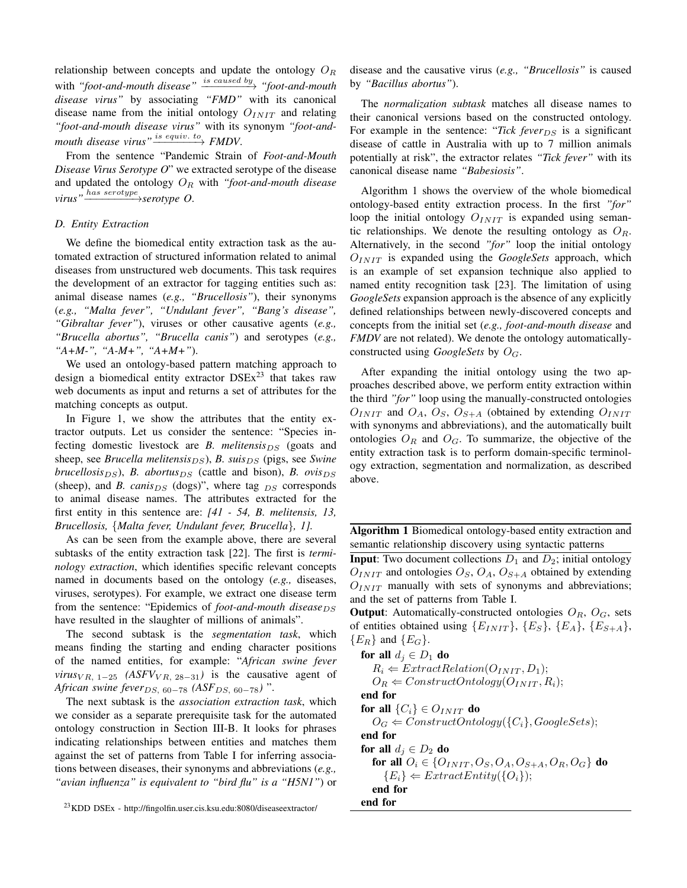relationship between concepts and update the ontology $O_R$ with *"foot-and-mouth disease"* $\xrightarrow{is\ caused\ by}$ *"foot-and-mouth disease virus"* by associating *"FMD"* with its canonical disease name from the initial ontology $O_{INIT}$ and relating *"foot-and-mouth disease virus"* with its synonym *"foot-and-mouth disease virus"* $\xrightarrow{is\ equiv.\ to}$ *FMDV*.

From the sentence "Pandemic Strain of *Foot-and-Mouth Disease Virus Serotype O*" we extracted serotype of the disease and updated the ontology $O_R$ with *"foot-and-mouth disease virus"* $\xrightarrow{has\ serotype}$ *serotype O*.

### D. Entity Extraction

We define the biomedical entity extraction task as the automated extraction of structured information related to animal diseases from unstructured web documents. This task requires the development of an extractor for tagging entities such as: animal disease names (*e.g., "Brucellosis"*), their synonyms (*e.g., "Malta fever", "Undulant fever", "Bang's disease", "Gibraltar fever"*), viruses or other causative agents (*e.g., "Brucella abortus", "Brucella canis"*) and serotypes (*e.g., "A+M-", "A-M+", "A+M+"*).

We used an ontology-based pattern matching approach to design a biomedical entity extractor DSEx[23] that takes raw web documents as input and returns a set of attributes for the matching concepts as output.

In Figure 1, we show the attributes that the entity extractor outputs. Let us consider the sentence: "Species infecting domestic livestock are *B. melitensis*$_{DS}$ (goats and sheep, see *Brucella melitensis*$_{DS}$), *B. suis*$_{DS}$ (pigs, see *Swine brucellosis*$_{DS}$), *B. abortus*$_{DS}$ (cattle and bison), *B. ovis*$_{DS}$ (sheep), and *B. canis*$_{DS}$ (dogs)", where tag $_{DS}$ corresponds to animal disease names. The attributes extracted for the first entity in this sentence are: *[41 - 54, B. melitensis, 13, Brucellosis, {Malta fever, Undulant fever, Brucella}, 1].*

As can be seen from the example above, there are several subtasks of the entity extraction task [22]. The first is *terminology extraction*, which identifies specific relevant concepts named in documents based on the ontology (*e.g.,* diseases, viruses, serotypes). For example, we extract one disease term from the sentence: "Epidemics of *foot-and-mouth disease*$_{DS}$ have resulted in the slaughter of millions of animals".

The second subtask is the *segmentation task*, which means finding the starting and ending character positions of the named entities, for example: "*African swine fever virus*$_{VR,\ 1-25}$ *(ASFV*$_{VR,\ 28-31}$*)* is the causative agent of *African swine fever*$_{DS,\ 60-78}$ *(ASF*$_{DS,\ 60-78}$*)* ".

The next subtask is the *association extraction task*, which we consider as a separate prerequisite task for the automated ontology construction in Section III-B. It looks for phrases indicating relationships between entities and matches them against the set of patterns from Table I for inferring associations between diseases, their synonyms and abbreviations (*e.g., "avian influenza" is equivalent to "bird flu" is a "H5N1"*) or disease and the causative virus (*e.g., "Brucellosis"* is caused by *"Bacillus abortus"*).

The *normalization subtask* matches all disease names to their canonical versions based on the constructed ontology. For example in the sentence: "*Tick fever*$_{DS}$ is a significant disease of cattle in Australia with up to 7 million animals potentially at risk", the extractor relates *"Tick fever"* with its canonical disease name *"Babesiosis"*.

Algorithm 1 shows the overview of the whole biomedical ontology-based entity extraction process. In the first *"for"* loop the initial ontology $O_{INIT}$ is expanded using semantic relationships. We denote the resulting ontology as $O_R$. Alternatively, in the second *"for"* loop the initial ontology $O_{INIT}$ is expanded using the *GoogleSets* approach, which is an example of set expansion technique also applied to named entity recognition task [23]. The limitation of using *GoogleSets* expansion approach is the absence of any explicitly defined relationships between newly-discovered concepts and concepts from the initial set (*e.g., foot-and-mouth disease* and *FMDV* are not related). We denote the ontology automatically-constructed using *GoogleSets* by $O_G$.

After expanding the initial ontology using the two approaches described above, we perform entity extraction within the third *"for"* loop using the manually-constructed ontologies $O_{INIT}$ and $O_A$, $O_S$, $O_{S+A}$ (obtained by extending $O_{INIT}$ with synonyms and abbreviations), and the automatically built ontologies $O_R$ and $O_G$. To summarize, the objective of the entity extraction task is to perform domain-specific terminology extraction, segmentation and normalization, as described above.

**Algorithm 1** Biomedical ontology-based entity extraction and semantic relationship discovery using syntactic patterns

**Input**: Two document collections $D_1$ and $D_2$; initial ontology $O_{INIT}$ and ontologies $O_S$, $O_A$, $O_{S+A}$ obtained by extending $O_{INIT}$ manually with sets of synonyms and abbreviations; and the set of patterns from Table I.

**Output**: Automatically-constructed ontologies $O_R$, $O_G$, sets of entities obtained using $\{E_{INIT}\}$, $\{E_S\}$, $\{E_A\}$, $\{E_{S+A}\}$, $\{E_R\}$ and $\{E_G\}$.

**for all** $d_j \in D_1$ **do**
  $R_i \Leftarrow ExtractRelation(O_{INIT}, D_1);$
  $O_R \Leftarrow ConstructOntology(O_{INIT}, R_i);$
**end for**
**for all** $\{C_i\} \in O_{INIT}$ **do**
  $O_G \Leftarrow ConstructOntology(\{C_i\}, GoogleSets);$
**end for**
**for all** $d_j \in D_2$ **do**
  **for all** $O_i \in \{O_{INIT}, O_S, O_A, O_{S+A}, O_R, O_G\}$ **do**
    $\{E_i\} \Leftarrow ExtractEntity(\{O_i\});$
  **end for**
**end for**

[23] KDD DSEx - http://fingolfin.user.cis.ksu.edu:8080/diseaseextractor/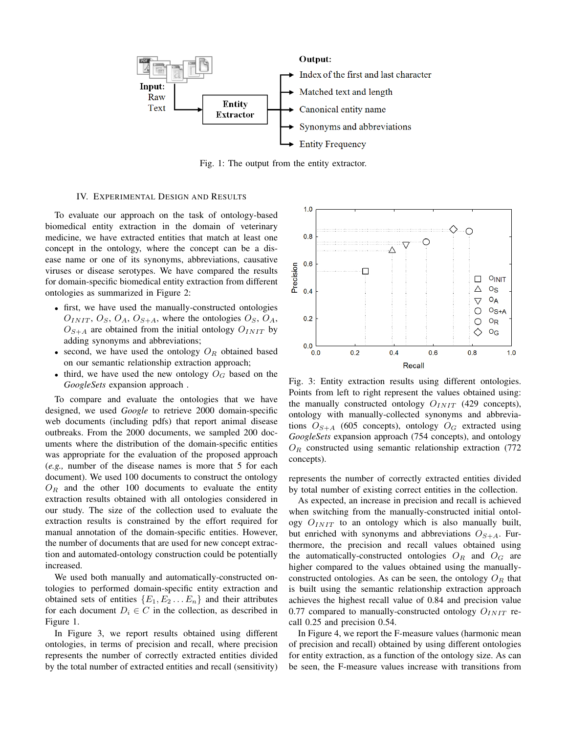Fig. 1: The output from the entity extractor.

## IV. Experimental Design and Results

To evaluate our approach on the task of ontology-based biomedical entity extraction in the domain of veterinary medicine, we have extracted entities that match at least one concept in the ontology, where the concept can be a disease name or one of its synonyms, abbreviations, causative viruses or disease serotypes. We have compared the results for domain-specific biomedical entity extraction from different ontologies as summarized in Figure 2:

- first, we have used the manually-constructed ontologies $O_{INIT}$, $O_S$, $O_A$, $O_{S+A}$, where the ontologies $O_S$, $O_A$, $O_{S+A}$ are obtained from the initial ontology $O_{INIT}$ by adding synonyms and abbreviations;
- second, we have used the ontology $O_R$ obtained based on our semantic relationship extraction approach;
- third, we have used the new ontology $O_G$ based on the *GoogleSets* expansion approach .

To compare and evaluate the ontologies that we have designed, we used *Google* to retrieve 2000 domain-specific web documents (including pdfs) that report animal disease outbreaks. From the 2000 documents, we sampled 200 documents where the distribution of the domain-specific entities was appropriate for the evaluation of the proposed approach (*e.g.,* number of the disease names is more that 5 for each document). We used 100 documents to construct the ontology $O_R$ and the other 100 documents to evaluate the entity extraction results obtained with all ontologies considered in our study. The size of the collection used to evaluate the extraction results is constrained by the effort required for manual annotation of the domain-specific entities. However, the number of documents that are used for new concept extraction and automated-ontology construction could be potentially increased.

We used both manually and automatically-constructed ontologies to performed domain-specific entity extraction and obtained sets of entities $\{E_1, E_2 \dots E_n\}$ and their attributes for each document $D_i \in C$ in the collection, as described in Figure 1.

In Figure 3, we report results obtained using different ontologies, in terms of precision and recall, where precision represents the number of correctly extracted entities divided by the total number of extracted entities and recall (sensitivity) represents the number of correctly extracted entities divided by total number of existing correct entities in the collection.

Fig. 3: Entity extraction results using different ontologies. Points from left to right represent the values obtained using: the manually constructed ontology $O_{INIT}$ (429 concepts), ontology with manually-collected synonyms and abbreviations $O_{S+A}$ (605 concepts), ontology $O_G$ extracted using *GoogleSets* expansion approach (754 concepts), and ontology $O_R$ constructed using semantic relationship extraction (772 concepts).

As expected, an increase in precision and recall is achieved when switching from the manually-constructed initial ontology $O_{INIT}$ to an ontology which is also manually built, but enriched with synonyms and abbreviations $O_{S+A}$. Furthermore, the precision and recall values obtained using the automatically-constructed ontologies $O_R$ and $O_G$ are higher compared to the values obtained using the manually-constructed ontologies. As can be seen, the ontology $O_R$ that is built using the semantic relationship extraction approach achieves the highest recall value of 0.84 and precision value 0.77 compared to manually-constructed ontology $O_{INIT}$ recall 0.25 and precision 0.54.

In Figure 4, we report the F-measure values (harmonic mean of precision and recall) obtained by using different ontologies for entity extraction, as a function of the ontology size. As can be seen, the F-measure values increase with transitions from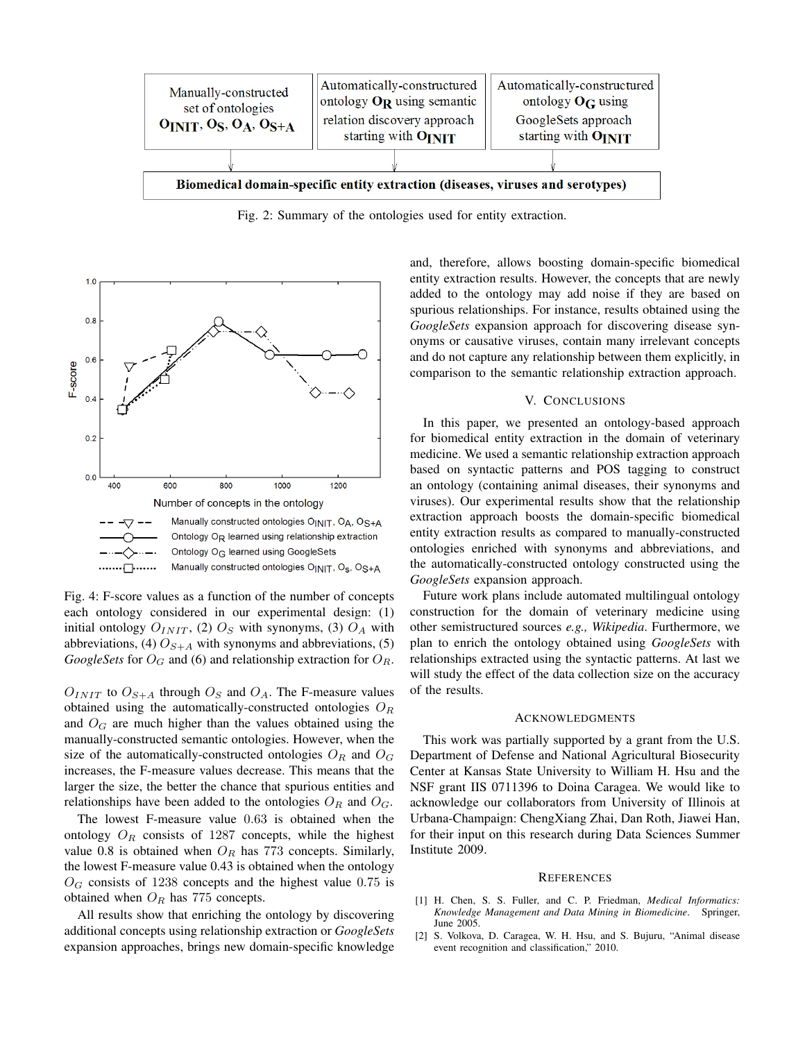| Manually-constructed set of ontologies $O_{INIT}$, $O_S$, $O_A$, $O_{S+A}$ | Automatically-constructed ontology $O_R$ using semantic relation discovery approach starting with $O_{INIT}$ | Automatically-constructed ontology $O_G$ using GoogleSets approach starting with $O_{INIT}$ |
|---|---|---|

**Biomedical domain-specific entity extraction (diseases, viruses and serotypes)**

Fig. 2: Summary of the ontologies used for entity extraction.

Fig. 4: F-score values as a function of the number of concepts each ontology considered in our experimental design: (1) initial ontology $O_{INIT}$, (2) $O_S$ with synonyms, (3) $O_A$ with abbreviations, (4) $O_{S+A}$ with synonyms and abbreviations, (5) *GoogleSets* for $O_G$ and (6) and relationship extraction for $O_R$.

$O_{INIT}$ to $O_{S+A}$ through $O_S$ and $O_A$. The F-measure values obtained using the automatically-constructed ontologies $O_R$ and $O_G$ are much higher than the values obtained using the manually-constructed semantic ontologies. However, when the size of the automatically-constructed ontologies $O_R$ and $O_G$ increases, the F-measure values decrease. This means that the larger the size, the better the chance that spurious entities and relationships have been added to the ontologies $O_R$ and $O_G$.

The lowest F-measure value 0.63 is obtained when the ontology $O_R$ consists of 1287 concepts, while the highest value 0.8 is obtained when $O_R$ has 773 concepts. Similarly, the lowest F-measure value 0.43 is obtained when the ontology $O_G$ consists of 1238 concepts and the highest value 0.75 is obtained when $O_R$ has 775 concepts.

All results show that enriching the ontology by discovering additional concepts using relationship extraction or *GoogleSets* expansion approaches, brings new domain-specific knowledge and, therefore, allows boosting domain-specific biomedical entity extraction results. However, the concepts that are newly added to the ontology may add noise if they are based on spurious relationships. For instance, results obtained using the *GoogleSets* expansion approach for discovering disease synonyms or causative viruses, contain many irrelevant concepts and do not capture any relationship between them explicitly, in comparison to the semantic relationship extraction approach.

## V. Conclusions

In this paper, we presented an ontology-based approach for biomedical entity extraction in the domain of veterinary medicine. We used a semantic relationship extraction approach based on syntactic patterns and POS tagging to construct an ontology (containing animal diseases, their synonyms and viruses). Our experimental results show that the relationship extraction approach boosts the domain-specific biomedical entity extraction results as compared to manually-constructed ontologies enriched with synonyms and abbreviations, and the automatically-constructed ontology constructed using the *GoogleSets* expansion approach.

Future work plans include automated multilingual ontology construction for the domain of veterinary medicine using other semistructured sources *e.g., Wikipedia*. Furthermore, we plan to enrich the ontology obtained using *GoogleSets* with relationships extracted using the syntactic patterns. At last we will study the effect of the data collection size on the accuracy of the results.

## Acknowledgments

This work was partially supported by a grant from the U.S. Department of Defense and National Agricultural Biosecurity Center at Kansas State University to William H. Hsu and the NSF grant IIS 0711396 to Doina Caragea. We would like to acknowledge our collaborators from University of Illinois at Urbana-Champaign: ChengXiang Zhai, Dan Roth, Jiawei Han, for their input on this research during Data Sciences Summer Institute 2009.

## References

[1] H. Chen, S. S. Fuller, and C. P. Friedman, *Medical Informatics: Knowledge Management and Data Mining in Biomedicine*. Springer, June 2005.

[2] S. Volkova, D. Caragea, W. H. Hsu, and S. Bujuru, "Animal disease event recognition and classification," 2010.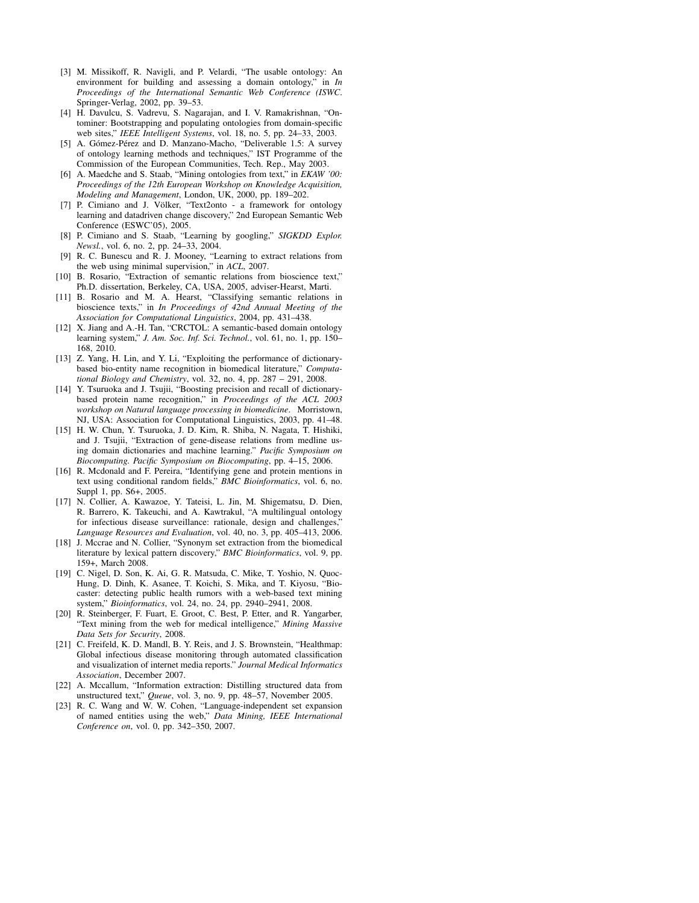[3] M. Missikoff, R. Navigli, and P. Velardi, "The usable ontology: An environment for building and assessing a domain ontology," in *In Proceedings of the International Semantic Web Conference (ISWC*. Springer-Verlag, 2002, pp. 39–53.

[4] H. Davulcu, S. Vadrevu, S. Nagarajan, and I. V. Ramakrishnan, "Ontominer: Bootstrapping and populating ontologies from domain-specific web sites," *IEEE Intelligent Systems*, vol. 18, no. 5, pp. 24–33, 2003.

[5] A. Gómez-Pérez and D. Manzano-Macho, "Deliverable 1.5: A survey of ontology learning methods and techniques," IST Programme of the Commission of the European Communities, Tech. Rep., May 2003.

[6] A. Maedche and S. Staab, "Mining ontologies from text," in *EKAW '00: Proceedings of the 12th European Workshop on Knowledge Acquisition, Modeling and Management*, London, UK, 2000, pp. 189–202.

[7] P. Cimiano and J. Völker, "Text2onto - a framework for ontology learning and datadriven change discovery," 2nd European Semantic Web Conference (ESWC'05), 2005.

[8] P. Cimiano and S. Staab, "Learning by googling," *SIGKDD Explor. Newsl.*, vol. 6, no. 2, pp. 24–33, 2004.

[9] R. C. Bunescu and R. J. Mooney, "Learning to extract relations from the web using minimal supervision," in *ACL*, 2007.

[10] B. Rosario, "Extraction of semantic relations from bioscience text," Ph.D. dissertation, Berkeley, CA, USA, 2005, adviser-Hearst, Marti.

[11] B. Rosario and M. A. Hearst, "Classifying semantic relations in bioscience texts," in *In Proceedings of 42nd Annual Meeting of the Association for Computational Linguistics*, 2004, pp. 431–438.

[12] X. Jiang and A.-H. Tan, "CRCTOL: A semantic-based domain ontology learning system," *J. Am. Soc. Inf. Sci. Technol.*, vol. 61, no. 1, pp. 150–168, 2010.

[13] Z. Yang, H. Lin, and Y. Li, "Exploiting the performance of dictionary-based bio-entity name recognition in biomedical literature," *Computational Biology and Chemistry*, vol. 32, no. 4, pp. 287 – 291, 2008.

[14] Y. Tsuruoka and J. Tsujii, "Boosting precision and recall of dictionary-based protein name recognition," in *Proceedings of the ACL 2003 workshop on Natural language processing in biomedicine*. Morristown, NJ, USA: Association for Computational Linguistics, 2003, pp. 41–48.

[15] H. W. Chun, Y. Tsuruoka, J. D. Kim, R. Shiba, N. Nagata, T. Hishiki, and J. Tsujii, "Extraction of gene-disease relations from medline using domain dictionaries and machine learning." *Pacific Symposium on Biocomputing. Pacific Symposium on Biocomputing*, pp. 4–15, 2006.

[16] R. Mcdonald and F. Pereira, "Identifying gene and protein mentions in text using conditional random fields," *BMC Bioinformatics*, vol. 6, no. Suppl 1, pp. S6+, 2005.

[17] N. Collier, A. Kawazoe, Y. Tateisi, L. Jin, M. Shigematsu, D. Dien, R. Barrero, K. Takeuchi, and A. Kawtrakul, "A multilingual ontology for infectious disease surveillance: rationale, design and challenges," *Language Resources and Evaluation*, vol. 40, no. 3, pp. 405–413, 2006.

[18] J. Mccrae and N. Collier, "Synonym set extraction from the biomedical literature by lexical pattern discovery," *BMC Bioinformatics*, vol. 9, pp. 159+, March 2008.

[19] C. Nigel, D. Son, K. Ai, G. R. Matsuda, C. Mike, T. Yoshio, N. Quoc-Hung, D. Dinh, K. Asanee, T. Koichi, S. Mika, and T. Kiyosu, "Biocaster: detecting public health rumors with a web-based text mining system," *Bioinformatics*, vol. 24, no. 24, pp. 2940–2941, 2008.

[20] R. Steinberger, F. Fuart, E. Groot, C. Best, P. Etter, and R. Yangarber, "Text mining from the web for medical intelligence," *Mining Massive Data Sets for Security*, 2008.

[21] C. Freifeld, K. D. Mandl, B. Y. Reis, and J. S. Brownstein, "Healthmap: Global infectious disease monitoring through automated classification and visualization of internet media reports." *Journal Medical Informatics Association*, December 2007.

[22] A. Mccallum, "Information extraction: Distilling structured data from unstructured text," *Queue*, vol. 3, no. 9, pp. 48–57, November 2005.

[23] R. C. Wang and W. W. Cohen, "Language-independent set expansion of named entities using the web," *Data Mining, IEEE International Conference on*, vol. 0, pp. 342–350, 2007.